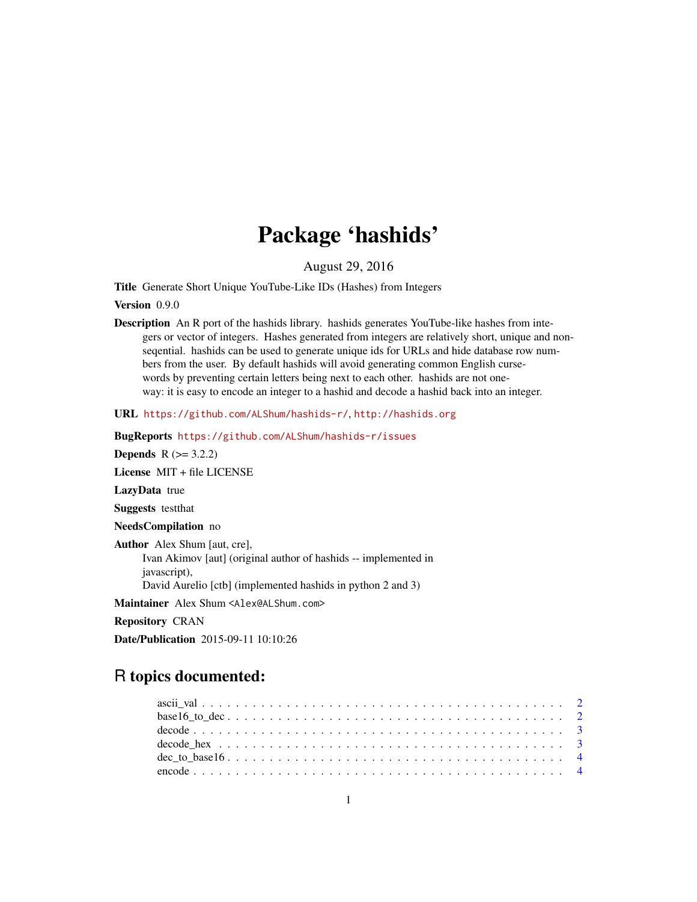# Package 'hashids'

August 29, 2016

**Title** Generate Short Unique YouTube-Like IDs (Hashes) from Integers

**Version** 0.9.0

**Description** An R port of the hashids library. hashids generates YouTube-like hashes from integers or vector of integers. Hashes generated from integers are relatively short, unique and non-seqential. hashids can be used to generate unique ids for URLs and hide database row numbers from the user. By default hashids will avoid generating common English cursewords by preventing certain letters being next to each other. hashids are not one-way: it is easy to encode an integer to a hashid and decode a hashid back into an integer.

**URL** https://github.com/ALShum/hashids-r/, http://hashids.org

**BugReports** https://github.com/ALShum/hashids-r/issues

**Depends** R (>= 3.2.2)

**License** MIT + file LICENSE

**LazyData** true

**Suggests** testthat

**NeedsCompilation** no

**Author** Alex Shum [aut, cre],
Ivan Akimov [aut] (original author of hashids -- implemented in javascript),
David Aurelio [ctb] (implemented hashids in python 2 and 3)

**Maintainer** Alex Shum <Alex@ALShum.com>

**Repository** CRAN

**Date/Publication** 2015-09-11 10:10:26

## R topics documented:

ascii_val . . . . . . . . . . . . . . . . . . . . . . . . . . . . . . . . . . . . . . . . . . 2
base16_to_dec . . . . . . . . . . . . . . . . . . . . . . . . . . . . . . . . . . . . . . . 2
decode . . . . . . . . . . . . . . . . . . . . . . . . . . . . . . . . . . . . . . . . . . . 3
decode_hex . . . . . . . . . . . . . . . . . . . . . . . . . . . . . . . . . . . . . . . . . 3
dec_to_base16 . . . . . . . . . . . . . . . . . . . . . . . . . . . . . . . . . . . . . . . 4
encode . . . . . . . . . . . . . . . . . . . . . . . . . . . . . . . . . . . . . . . . . . . 4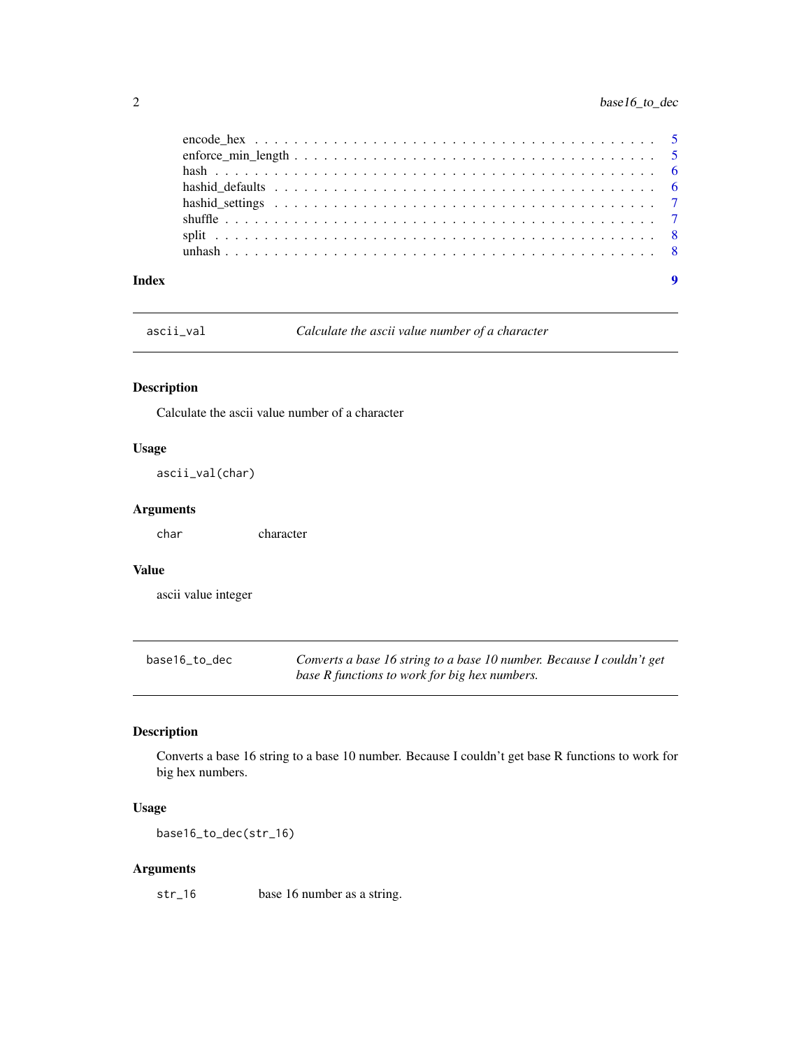encode_hex . . . . . . . . . . . . . . . . . . . . . . . . . . . . . . . . . . . . . . 5
enforce_min_length . . . . . . . . . . . . . . . . . . . . . . . . . . . . . . . . . . 5
hash . . . . . . . . . . . . . . . . . . . . . . . . . . . . . . . . . . . . . . . . . . 6
hashid_defaults . . . . . . . . . . . . . . . . . . . . . . . . . . . . . . . . . . . . 6
hashid_settings . . . . . . . . . . . . . . . . . . . . . . . . . . . . . . . . . . . . 7
shuffle . . . . . . . . . . . . . . . . . . . . . . . . . . . . . . . . . . . . . . . . 7
split . . . . . . . . . . . . . . . . . . . . . . . . . . . . . . . . . . . . . . . . . 8
unhash . . . . . . . . . . . . . . . . . . . . . . . . . . . . . . . . . . . . . . . . 8

**Index** **9**

---

`ascii_val` *Calculate the ascii value number of a character*

---

### Description

Calculate the ascii value number of a character

### Usage

```
ascii_val(char)
```

### Arguments

`char` character

### Value

ascii value integer

---

`base16_to_dec` *Converts a base 16 string to a base 10 number. Because I couldn't get base R functions to work for big hex numbers.*

---

### Description

Converts a base 16 string to a base 10 number. Because I couldn't get base R functions to work for big hex numbers.

### Usage

```
base16_to_dec(str_16)
```

### Arguments

`str_16` base 16 number as a string.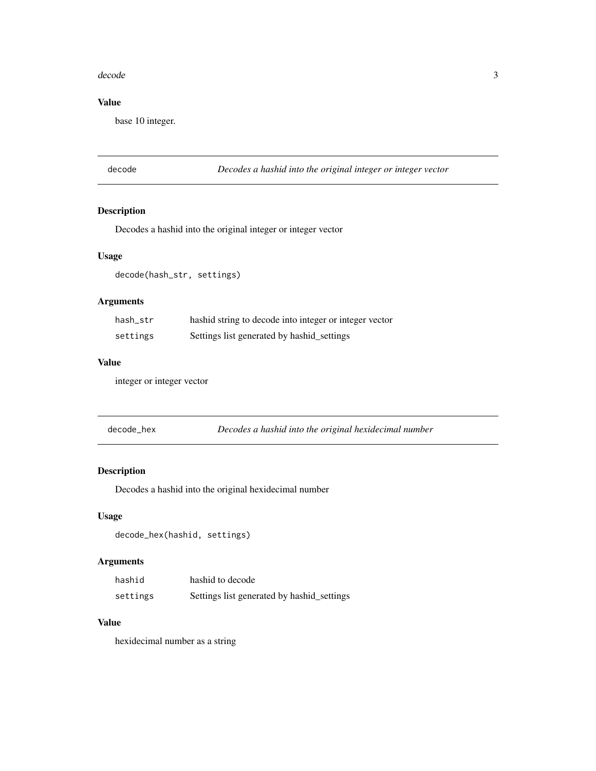### Value

base 10 integer.

---

## decode — *Decodes a hashid into the original integer or integer vector*

### Description

Decodes a hashid into the original integer or integer vector

### Usage

```
decode(hash_str, settings)
```

### Arguments

| | |
|---|---|
| `hash_str` | hashid string to decode into integer or integer vector |
| `settings` | Settings list generated by hashid_settings |

### Value

integer or integer vector

---

## decode_hex — *Decodes a hashid into the original hexidecimal number*

### Description

Decodes a hashid into the original hexidecimal number

### Usage

```
decode_hex(hashid, settings)
```

### Arguments

| | |
|---|---|
| `hashid` | hashid to decode |
| `settings` | Settings list generated by hashid_settings |

### Value

hexidecimal number as a string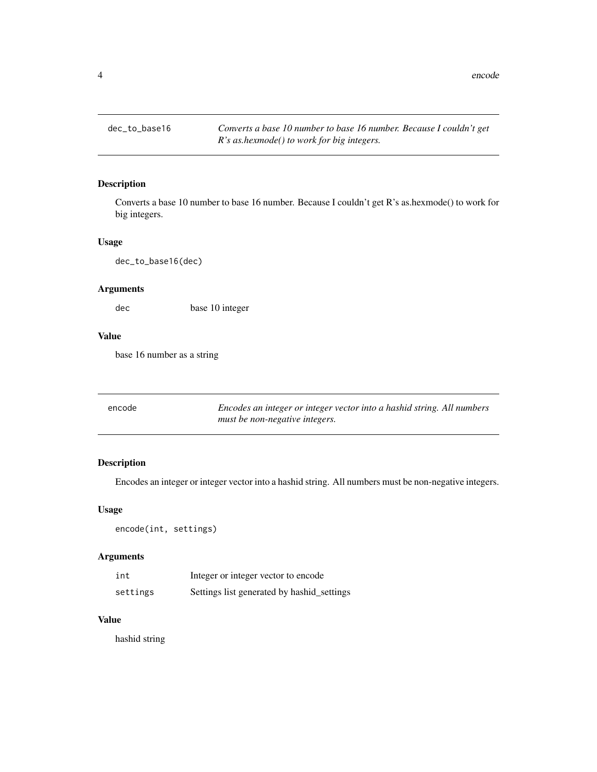## dec_to_base16 — *Converts a base 10 number to base 16 number. Because I couldn't get R's as.hexmode() to work for big integers.*

### Description

Converts a base 10 number to base 16 number. Because I couldn't get R's as.hexmode() to work for big integers.

### Usage

```
dec_to_base16(dec)
```

### Arguments

| | |
|---|---|
| dec | base 10 integer |

### Value

base 16 number as a string

## encode — *Encodes an integer or integer vector into a hashid string. All numbers must be non-negative integers.*

### Description

Encodes an integer or integer vector into a hashid string. All numbers must be non-negative integers.

### Usage

```
encode(int, settings)
```

### Arguments

| | |
|---|---|
| int | Integer or integer vector to encode |
| settings | Settings list generated by hashid_settings |

### Value

hashid string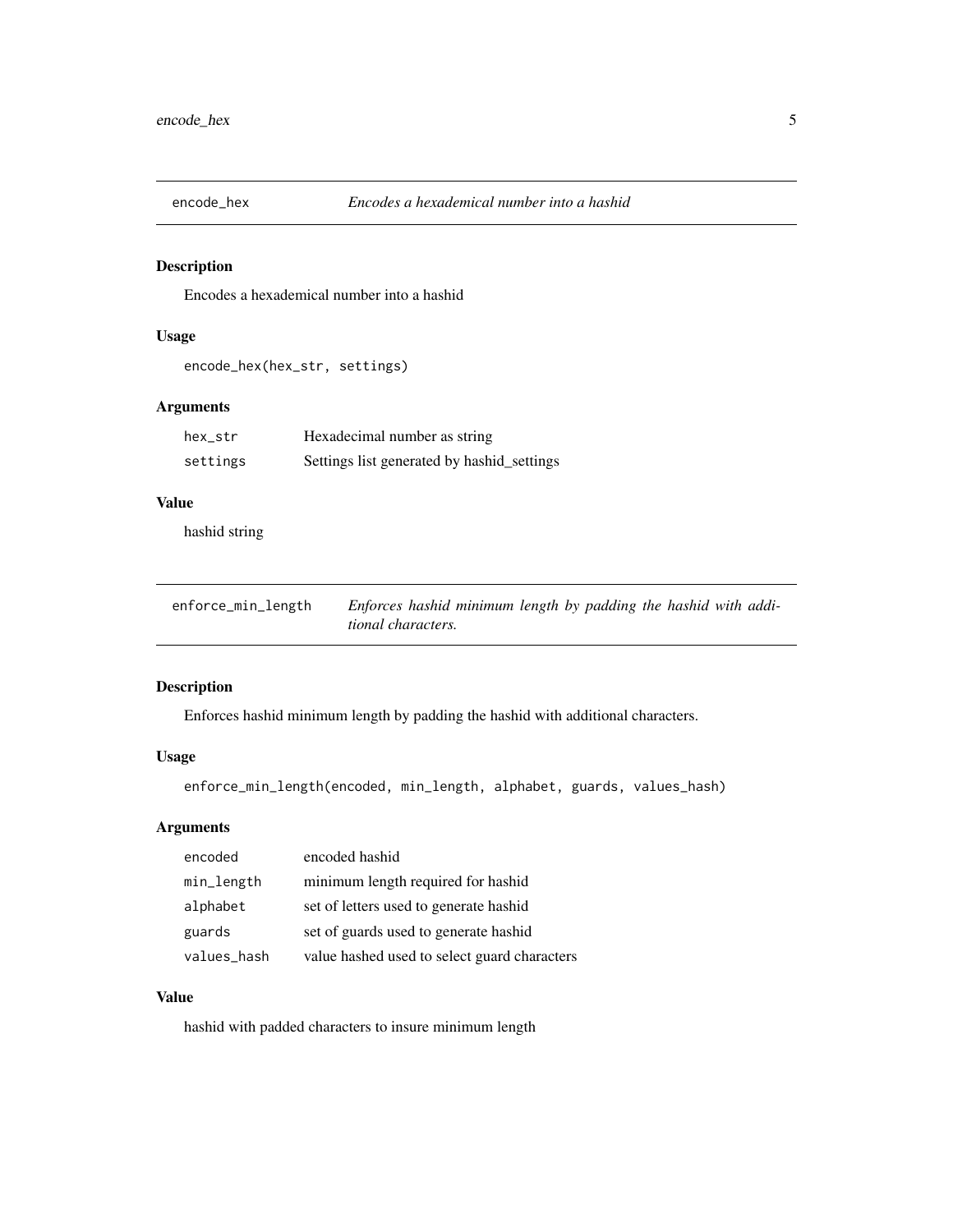## encode_hex — *Encodes a hexademical number into a hashid*

### Description

Encodes a hexademical number into a hashid

### Usage

```
encode_hex(hex_str, settings)
```

### Arguments

| | |
|---|---|
| hex_str | Hexadecimal number as string |
| settings | Settings list generated by hashid_settings |

### Value

hashid string

## enforce_min_length — *Enforces hashid minimum length by padding the hashid with additional characters.*

### Description

Enforces hashid minimum length by padding the hashid with additional characters.

### Usage

```
enforce_min_length(encoded, min_length, alphabet, guards, values_hash)
```

### Arguments

| | |
|---|---|
| encoded | encoded hashid |
| min_length | minimum length required for hashid |
| alphabet | set of letters used to generate hashid |
| guards | set of guards used to generate hashid |
| values_hash | value hashed used to select guard characters |

### Value

hashid with padded characters to insure minimum length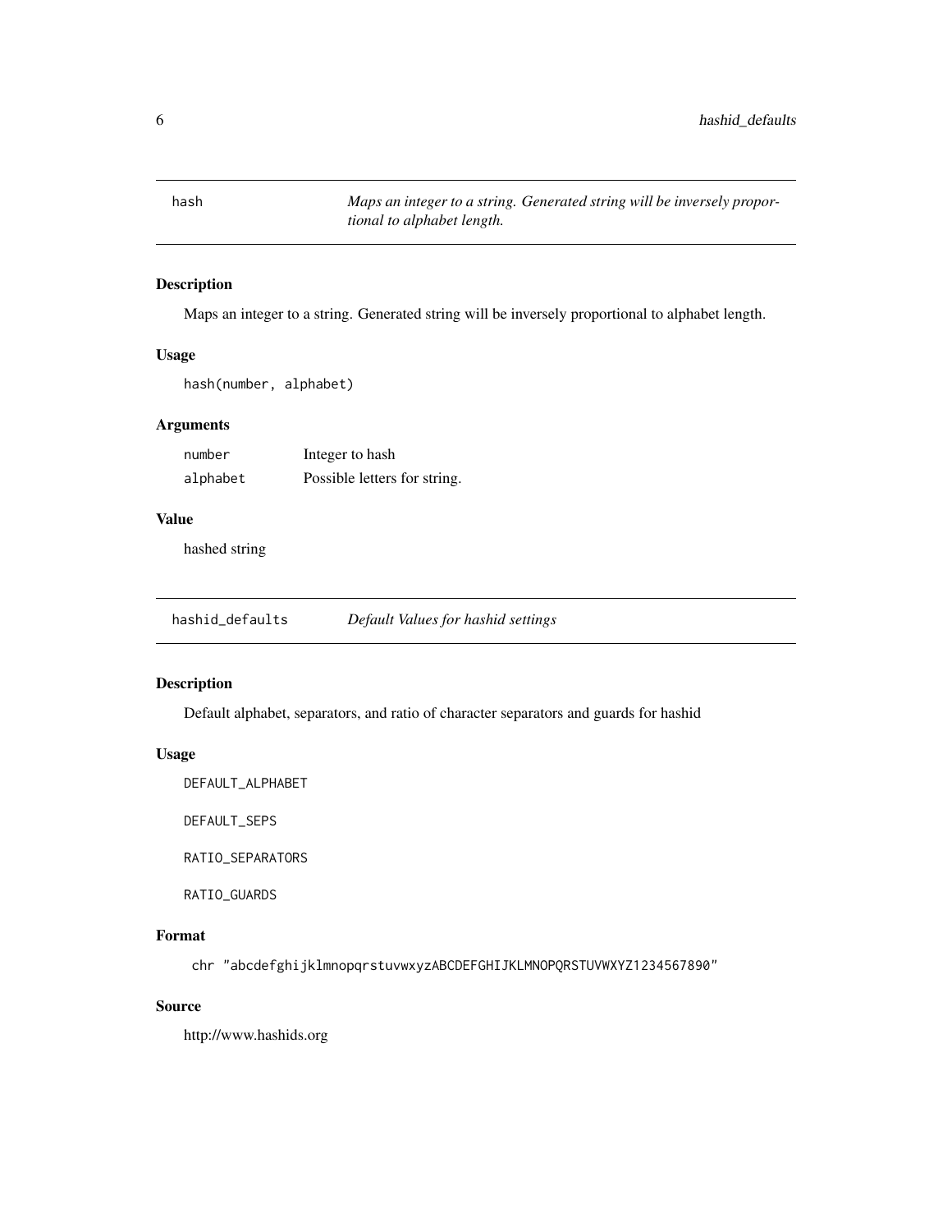## hash — *Maps an integer to a string. Generated string will be inversely proportional to alphabet length.*

### Description

Maps an integer to a string. Generated string will be inversely proportional to alphabet length.

### Usage

```
hash(number, alphabet)
```

### Arguments

| | |
|---|---|
| number | Integer to hash |
| alphabet | Possible letters for string. |

### Value

hashed string

## hashid_defaults — *Default Values for hashid settings*

### Description

Default alphabet, separators, and ratio of character separators and guards for hashid

### Usage

```
DEFAULT_ALPHABET

DEFAULT_SEPS

RATIO_SEPARATORS

RATIO_GUARDS
```

### Format

```
chr "abcdefghijklmnopqrstuvwxyzABCDEFGHIJKLMNOPQRSTUVWXYZ1234567890"
```

### Source

http://www.hashids.org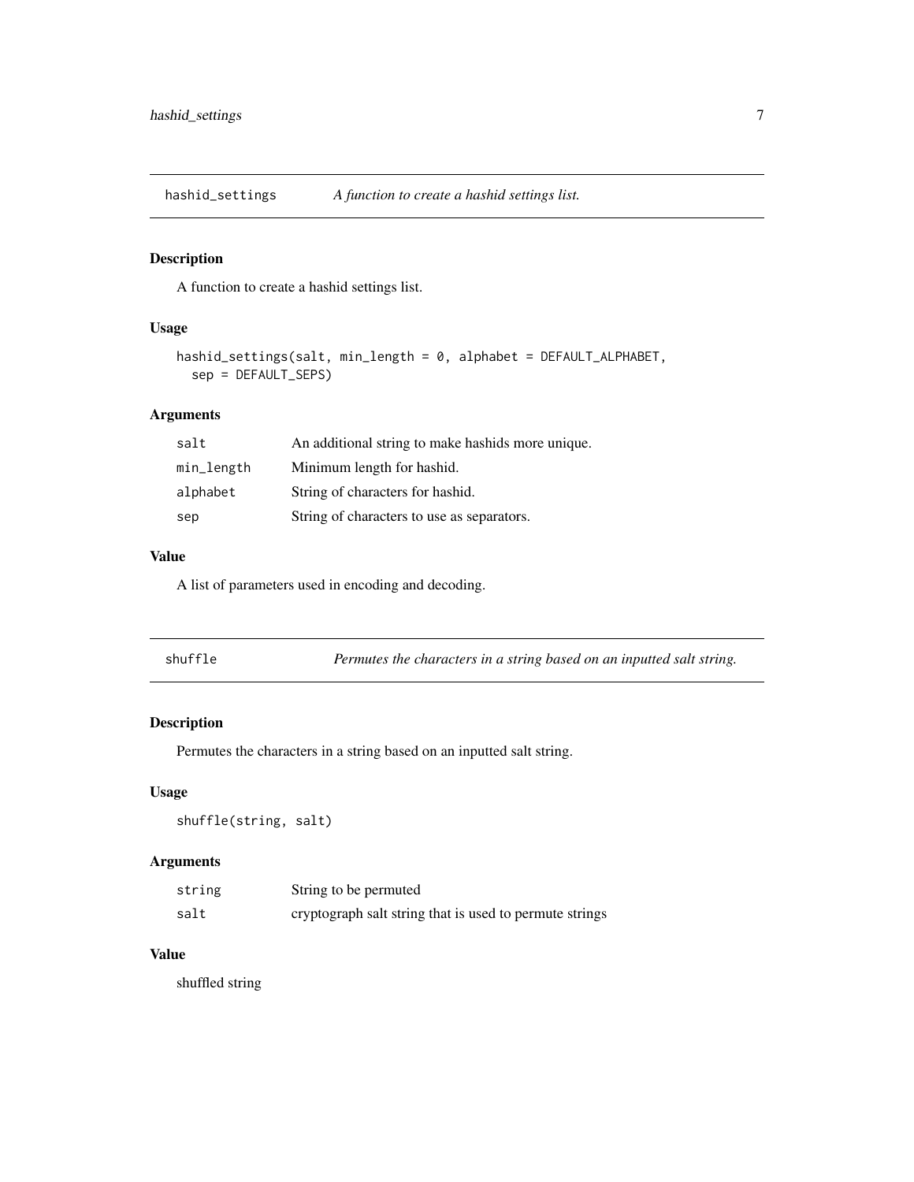## hashid_settings — *A function to create a hashid settings list.*

### Description

A function to create a hashid settings list.

### Usage

```
hashid_settings(salt, min_length = 0, alphabet = DEFAULT_ALPHABET,
  sep = DEFAULT_SEPS)
```

### Arguments

| | |
|---|---|
| salt | An additional string to make hashids more unique. |
| min_length | Minimum length for hashid. |
| alphabet | String of characters for hashid. |
| sep | String of characters to use as separators. |

### Value

A list of parameters used in encoding and decoding.

## shuffle — *Permutes the characters in a string based on an inputted salt string.*

### Description

Permutes the characters in a string based on an inputted salt string.

### Usage

```
shuffle(string, salt)
```

### Arguments

| | |
|---|---|
| string | String to be permuted |
| salt | cryptograph salt string that is used to permute strings |

### Value

shuffled string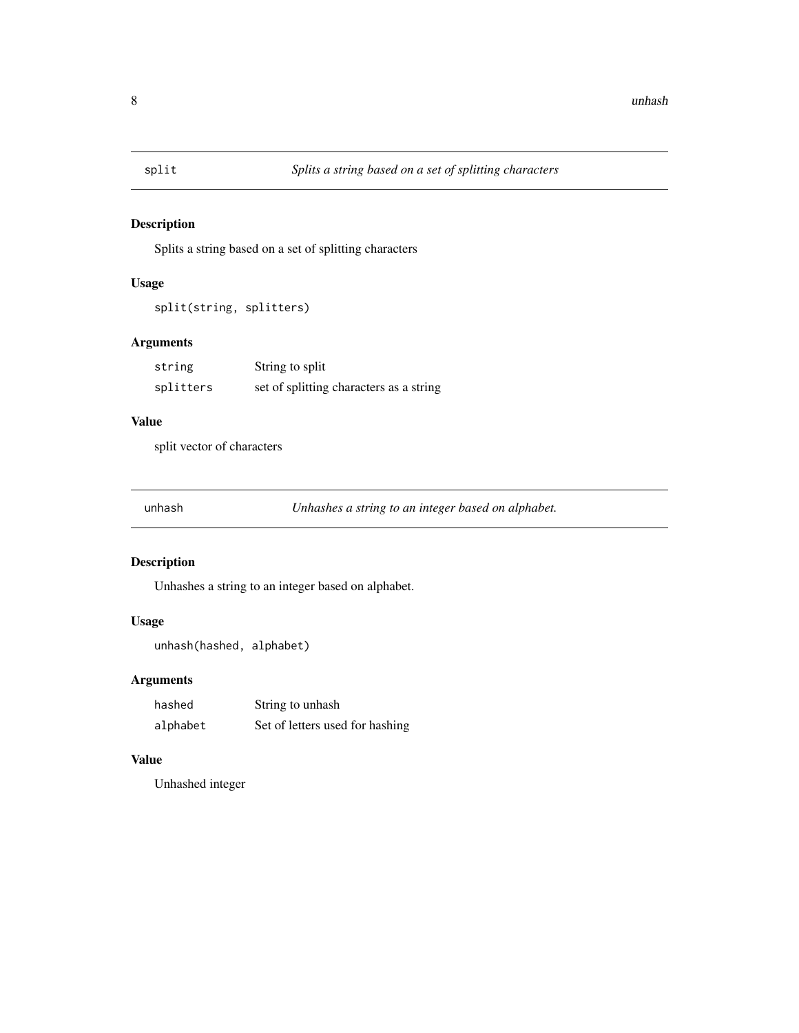## split — *Splits a string based on a set of splitting characters*

### Description

Splits a string based on a set of splitting characters

### Usage

```
split(string, splitters)
```

### Arguments

| | |
|---|---|
| `string` | String to split |
| `splitters` | set of splitting characters as a string |

### Value

split vector of characters

## unhash — *Unhashes a string to an integer based on alphabet.*

### Description

Unhashes a string to an integer based on alphabet.

### Usage

```
unhash(hashed, alphabet)
```

### Arguments

| | |
|---|---|
| `hashed` | String to unhash |
| `alphabet` | Set of letters used for hashing |

### Value

Unhashed integer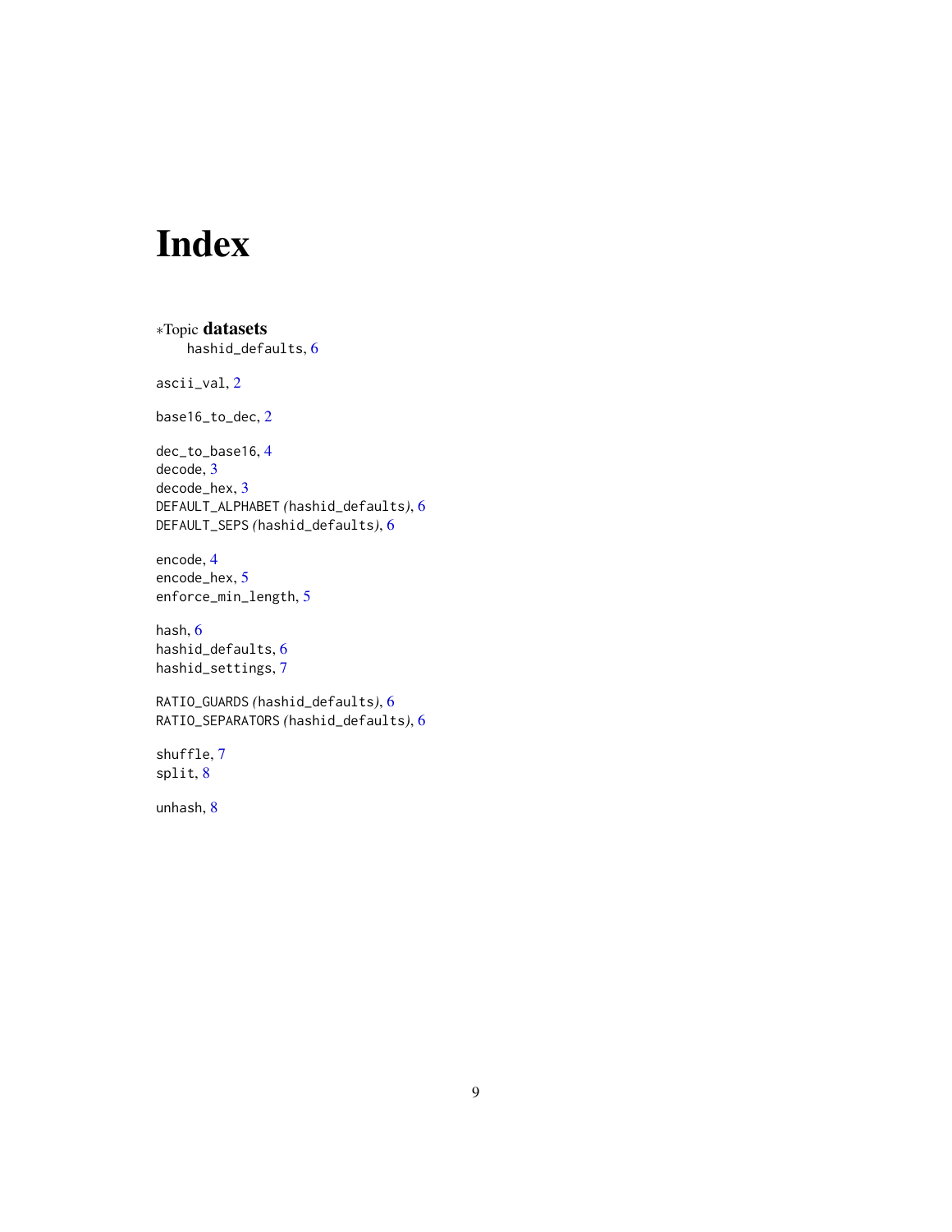# Index

*Topic **datasets**
    hashid_defaults, 6

ascii_val, 2

base16_to_dec, 2

dec_to_base16, 4
decode, 3
decode_hex, 3
DEFAULT_ALPHABET *(*hashid_defaults*)*, 6
DEFAULT_SEPS *(*hashid_defaults*)*, 6

encode, 4
encode_hex, 5
enforce_min_length, 5

hash, 6
hashid_defaults, 6
hashid_settings, 7

RATIO_GUARDS *(*hashid_defaults*)*, 6
RATIO_SEPARATORS *(*hashid_defaults*)*, 6

shuffle, 7
split, 8

unhash, 8